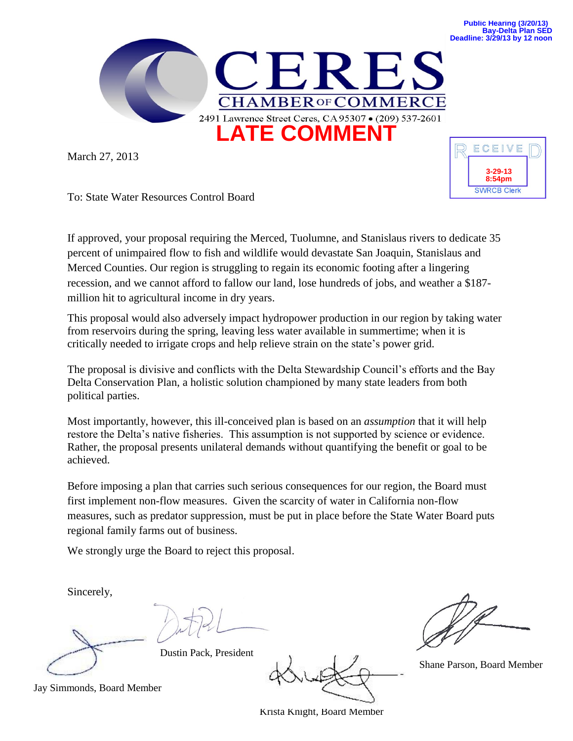Public Hearing (3/20/13)
Bay-Delta Plan SED
Deadline: 3/29/13 by 12 noon

# CERES
## CHAMBER OF COMMERCE

2491 Lawrence Street Ceres, CA 95307 • (209) 537-2601

**LATE COMMENT**

RECEIVED
3-29-13
8:54pm
SWRCB Clerk

March 27, 2013

To: State Water Resources Control Board

If approved, your proposal requiring the Merced, Tuolumne, and Stanislaus rivers to dedicate 35 percent of unimpaired flow to fish and wildlife would devastate San Joaquin, Stanislaus and Merced Counties. Our region is struggling to regain its economic footing after a lingering recession, and we cannot afford to fallow our land, lose hundreds of jobs, and weather a $187-million hit to agricultural income in dry years.

This proposal would also adversely impact hydropower production in our region by taking water from reservoirs during the spring, leaving less water available in summertime; when it is critically needed to irrigate crops and help relieve strain on the state's power grid.

The proposal is divisive and conflicts with the Delta Stewardship Council's efforts and the Bay Delta Conservation Plan, a holistic solution championed by many state leaders from both political parties.

Most importantly, however, this ill-conceived plan is based on an *assumption* that it will help restore the Delta's native fisheries. This assumption is not supported by science or evidence. Rather, the proposal presents unilateral demands without quantifying the benefit or goal to be achieved.

Before imposing a plan that carries such serious consequences for our region, the Board must first implement non-flow measures. Given the scarcity of water in California non-flow measures, such as predator suppression, must be put in place before the State Water Board puts regional family farms out of business.

We strongly urge the Board to reject this proposal.

Sincerely,

Jay Simmonds, Board Member

Dustin Pack, President

Krista Knight, Board Member

Shane Parson, Board Member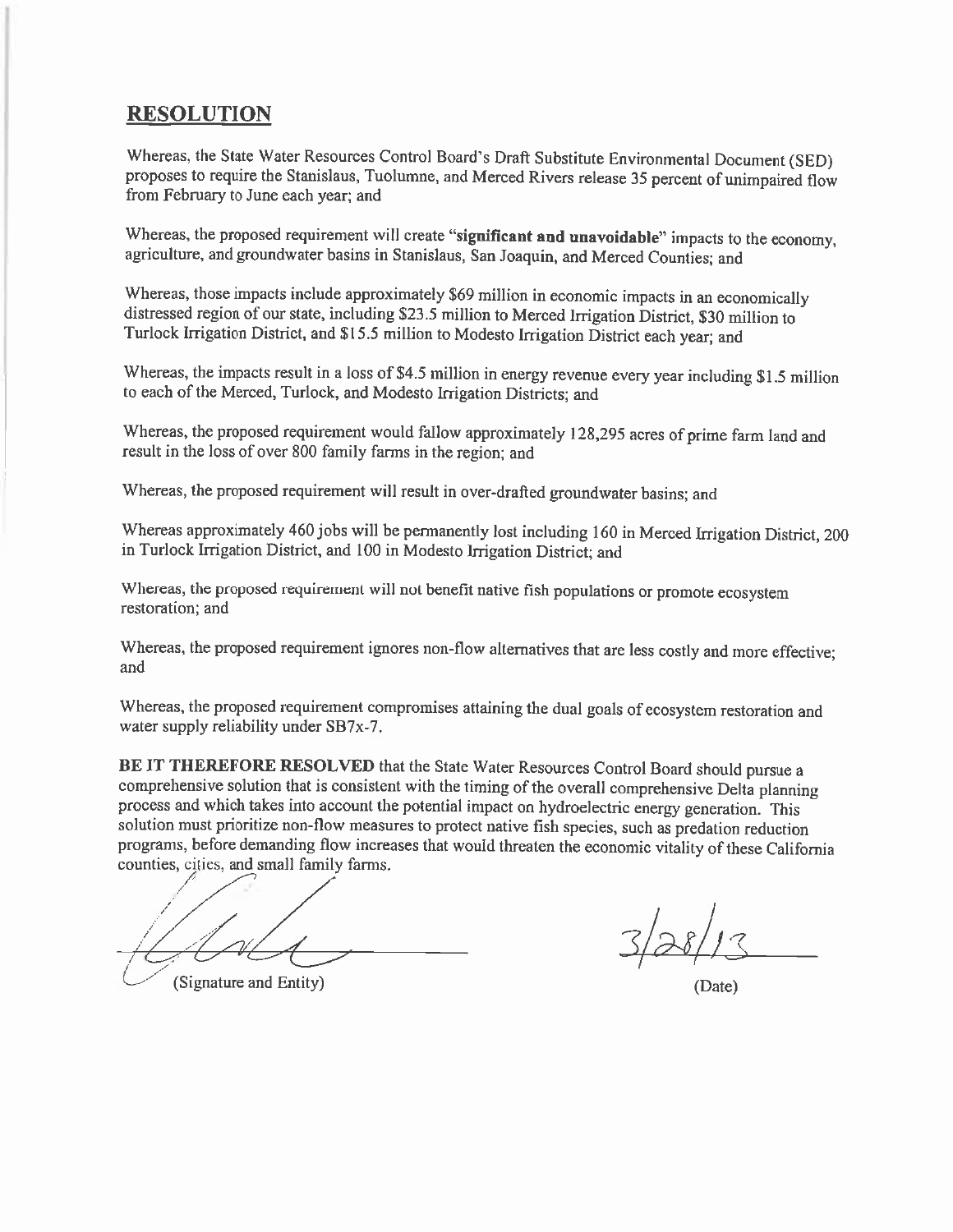## RESOLUTION

Whereas, the State Water Resources Control Board's Draft Substitute Environmental Document (SED) proposes to require the Stanislaus, Tuolumne, and Merced Rivers release 35 percent of unimpaired flow from February to June each year; and

Whereas, the proposed requirement will create "**significant and unavoidable**" impacts to the economy, agriculture, and groundwater basins in Stanislaus, San Joaquin, and Merced Counties; and

Whereas, those impacts include approximately $69 million in economic impacts in an economically distressed region of our state, including $23.5 million to Merced Irrigation District, $30 million to Turlock Irrigation District, and $15.5 million to Modesto Irrigation District each year; and

Whereas, the impacts result in a loss of $4.5 million in energy revenue every year including $1.5 million to each of the Merced, Turlock, and Modesto Irrigation Districts; and

Whereas, the proposed requirement would fallow approximately 128,295 acres of prime farm land and result in the loss of over 800 family farms in the region; and

Whereas, the proposed requirement will result in over-drafted groundwater basins; and

Whereas approximately 460 jobs will be permanently lost including 160 in Merced Irrigation District, 200 in Turlock Irrigation District, and 100 in Modesto Irrigation District; and

Whereas, the proposed requirement will not benefit native fish populations or promote ecosystem restoration; and

Whereas, the proposed requirement ignores non-flow alternatives that are less costly and more effective; and

Whereas, the proposed requirement compromises attaining the dual goals of ecosystem restoration and water supply reliability under SB7x-7.

**BE IT THEREFORE RESOLVED** that the State Water Resources Control Board should pursue a comprehensive solution that is consistent with the timing of the overall comprehensive Delta planning process and which takes into account the potential impact on hydroelectric energy generation. This solution must prioritize non-flow measures to protect native fish species, such as predation reduction programs, before demanding flow increases that would threaten the economic vitality of these California counties, cities, and small family farms.

(Signature and Entity)

3/28/13

(Date)